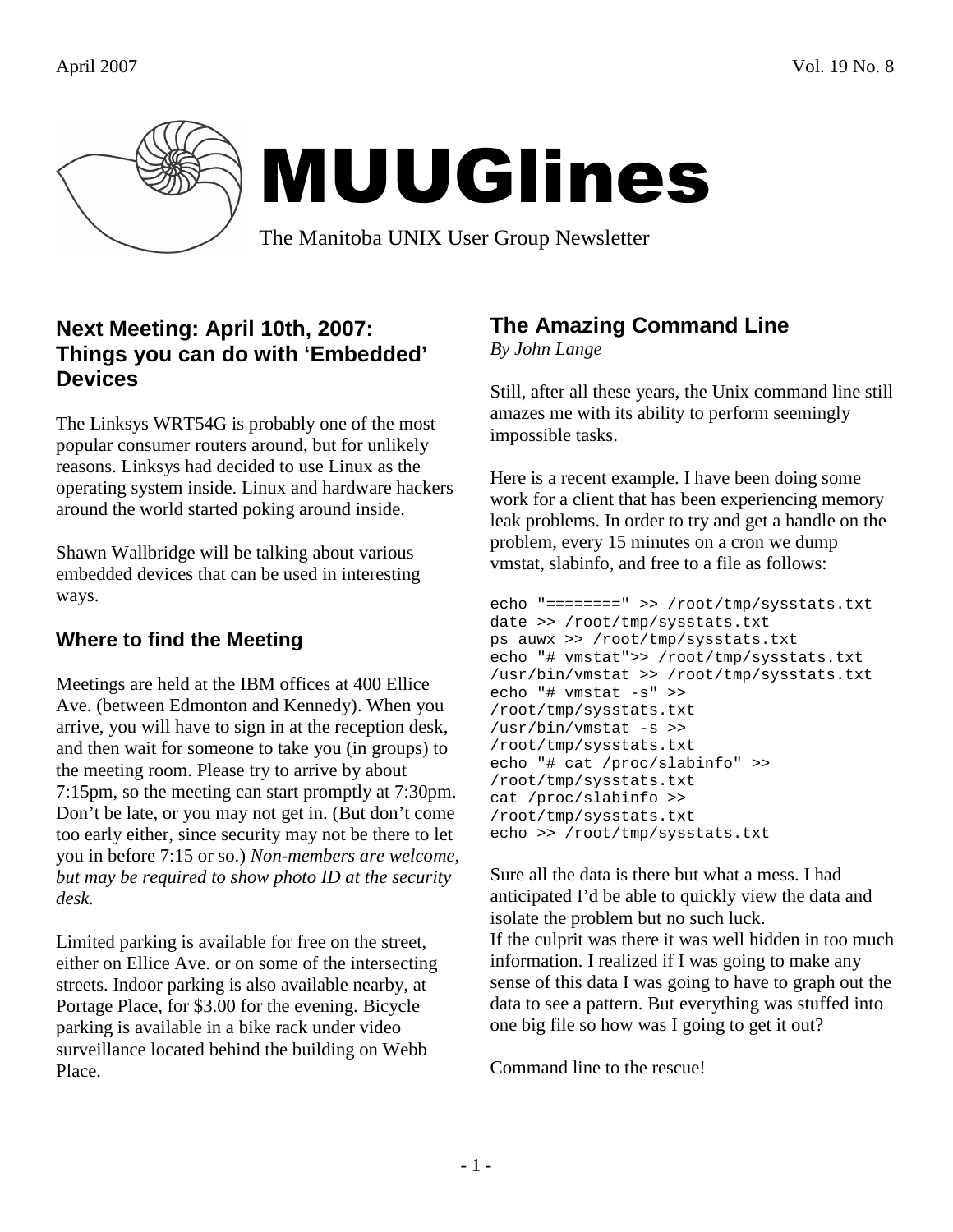# MUUGlines

The Manitoba UNIX User Group Newsletter

## Next Meeting: April 10th, 2007: Things you can do with 'Embedded' Devices

The Linksys WRT54G is probably one of the most popular consumer routers around, but for unlikely reasons. Linksys had decided to use Linux as the operating system inside. Linux and hardware hackers around the world started poking around inside.

Shawn Wallbridge will be talking about various embedded devices that can be used in interesting ways.

### Where to find the Meeting

Meetings are held at the IBM offices at 400 Ellice Ave. (between Edmonton and Kennedy). When you arrive, you will have to sign in at the reception desk, and then wait for someone to take you (in groups) to the meeting room. Please try to arrive by about 7:15pm, so the meeting can start promptly at 7:30pm. Don't be late, or you may not get in. (But don't come too early either, since security may not be there to let you in before 7:15 or so.) *Non-members are welcome, but may be required to show photo ID at the security desk.*

Limited parking is available for free on the street, either on Ellice Ave. or on some of the intersecting streets. Indoor parking is also available nearby, at Portage Place, for $3.00 for the evening. Bicycle parking is available in a bike rack under video surveillance located behind the building on Webb Place.

## The Amazing Command Line

*By John Lange*

Still, after all these years, the Unix command line still amazes me with its ability to perform seemingly impossible tasks.

Here is a recent example. I have been doing some work for a client that has been experiencing memory leak problems. In order to try and get a handle on the problem, every 15 minutes on a cron we dump vmstat, slabinfo, and free to a file as follows:

```
echo "========" >> /root/tmp/sysstats.txt
date >> /root/tmp/sysstats.txt
ps auwx >> /root/tmp/sysstats.txt
echo "# vmstat">> /root/tmp/sysstats.txt
/usr/bin/vmstat >> /root/tmp/sysstats.txt
echo "# vmstat -s" >>
/root/tmp/sysstats.txt
/usr/bin/vmstat -s >>
/root/tmp/sysstats.txt
echo "# cat /proc/slabinfo" >>
/root/tmp/sysstats.txt
cat /proc/slabinfo >>
/root/tmp/sysstats.txt
echo >> /root/tmp/sysstats.txt
```

Sure all the data is there but what a mess. I had anticipated I'd be able to quickly view the data and isolate the problem but no such luck.
If the culprit was there it was well hidden in too much information. I realized if I was going to make any sense of this data I was going to have to graph out the data to see a pattern. But everything was stuffed into one big file so how was I going to get it out?

Command line to the rescue!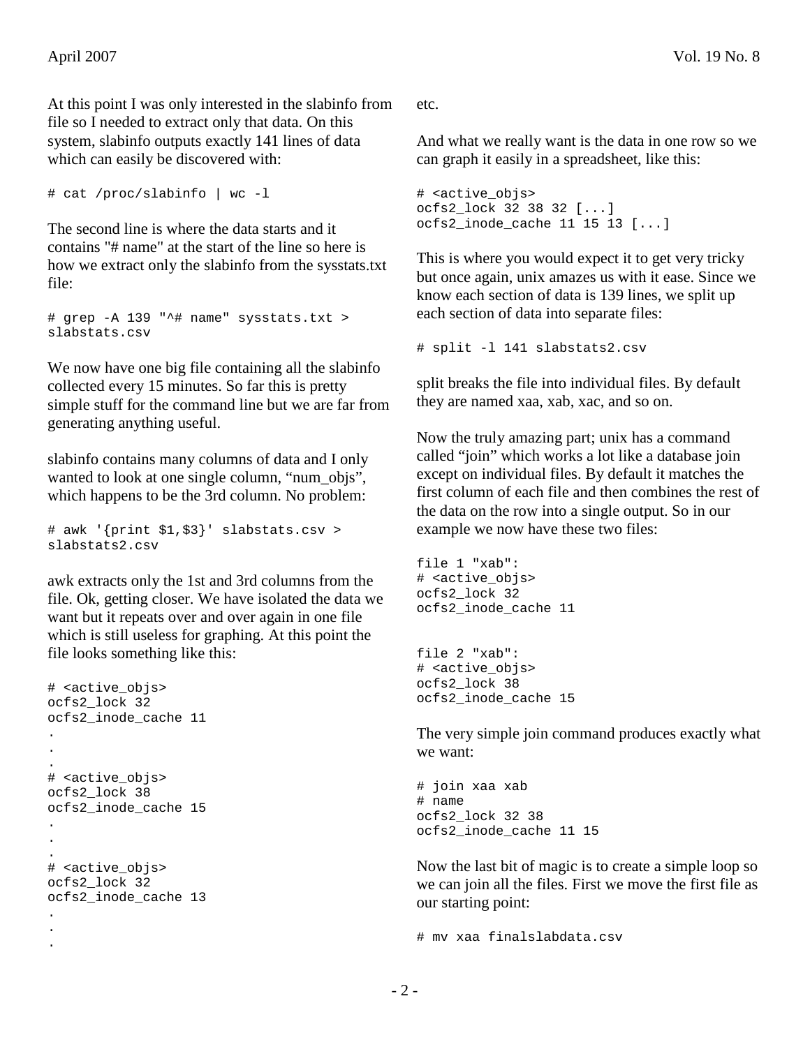At this point I was only interested in the slabinfo from file so I needed to extract only that data. On this system, slabinfo outputs exactly 141 lines of data which can easily be discovered with:

```
# cat /proc/slabinfo | wc -l
```

The second line is where the data starts and it contains "# name" at the start of the line so here is how we extract only the slabinfo from the sysstats.txt file:

```
# grep -A 139 "^# name" sysstats.txt >
slabstats.csv
```

We now have one big file containing all the slabinfo collected every 15 minutes. So far this is pretty simple stuff for the command line but we are far from generating anything useful.

slabinfo contains many columns of data and I only wanted to look at one single column, "num_objs", which happens to be the 3rd column. No problem:

```
# awk '{print $1,$3}' slabstats.csv >
slabstats2.csv
```

awk extracts only the 1st and 3rd columns from the file. Ok, getting closer. We have isolated the data we want but it repeats over and over again in one file which is still useless for graphing. At this point the file looks something like this:

```
# <active_objs>
ocfs2_lock 32
ocfs2_inode_cache 11
.
.
.
# <active_objs>
ocfs2_lock 38
ocfs2_inode_cache 15
.
.
.
# <active_objs>
ocfs2_lock 32
ocfs2_inode_cache 13
.
.
.
```

etc.

And what we really want is the data in one row so we can graph it easily in a spreadsheet, like this:

```
# <active_objs>
ocfs2_lock 32 38 32 [...]
ocfs2_inode_cache 11 15 13 [...]
```

This is where you would expect it to get very tricky but once again, unix amazes us with it ease. Since we know each section of data is 139 lines, we split up each section of data into separate files:

```
# split -l 141 slabstats2.csv
```

split breaks the file into individual files. By default they are named xaa, xab, xac, and so on.

Now the truly amazing part; unix has a command called "join" which works a lot like a database join except on individual files. By default it matches the first column of each file and then combines the rest of the data on the row into a single output. So in our example we now have these two files:

```
file 1 "xab":
# <active_objs>
ocfs2_lock 32
ocfs2_inode_cache 11


file 2 "xab":
# <active_objs>
ocfs2_lock 38
ocfs2_inode_cache 15
```

The very simple join command produces exactly what we want:

```
# join xaa xab
# name
ocfs2_lock 32 38
ocfs2_inode_cache 11 15
```

Now the last bit of magic is to create a simple loop so we can join all the files. First we move the first file as our starting point:

```
# mv xaa finalslabdata.csv
```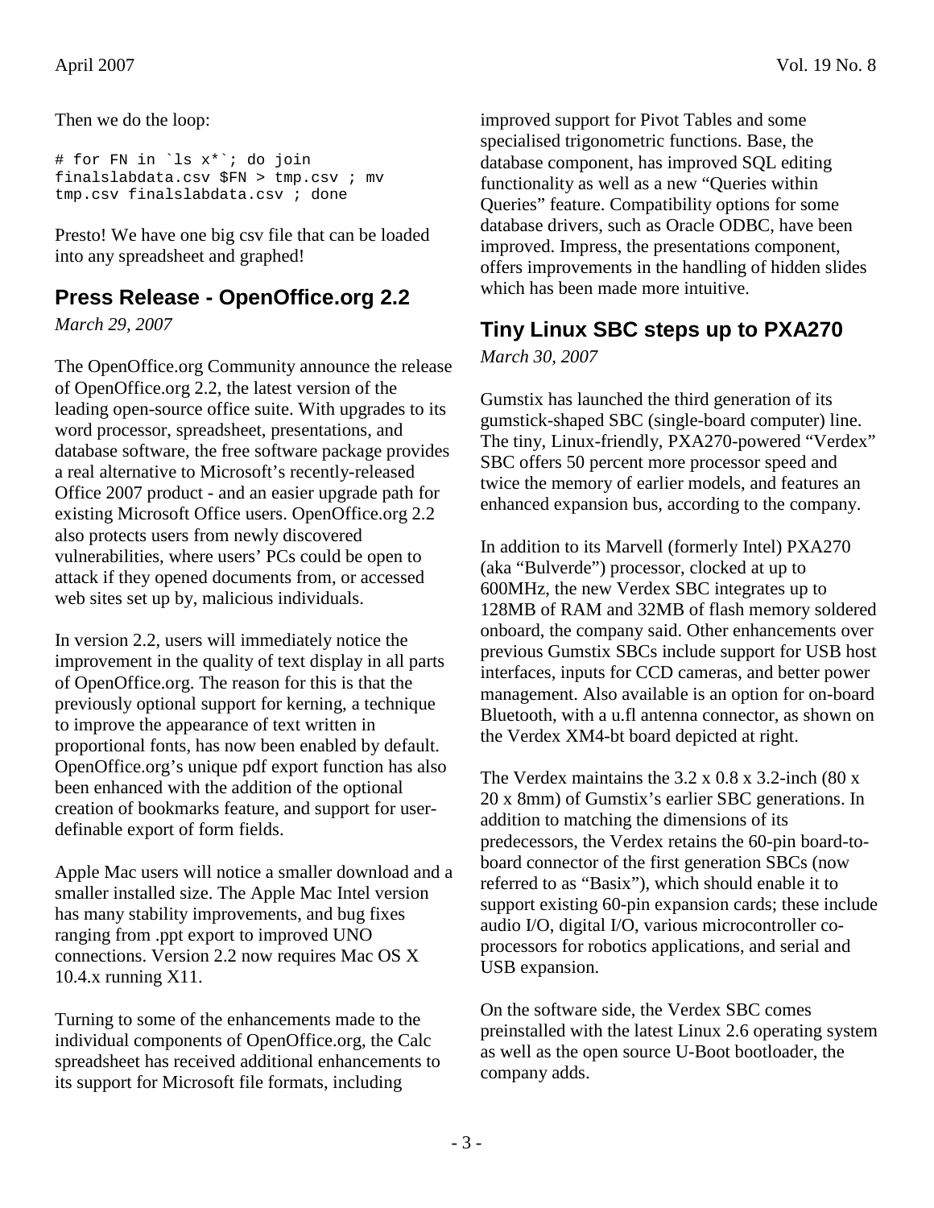Then we do the loop:

```
# for FN in `ls x*`; do join
finalslabdata.csv $FN > tmp.csv ; mv
tmp.csv finalslabdata.csv ; done
```

Presto! We have one big csv file that can be loaded into any spreadsheet and graphed!

## Press Release - OpenOffice.org 2.2

*March 29, 2007*

The OpenOffice.org Community announce the release of OpenOffice.org 2.2, the latest version of the leading open-source office suite. With upgrades to its word processor, spreadsheet, presentations, and database software, the free software package provides a real alternative to Microsoft's recently-released Office 2007 product - and an easier upgrade path for existing Microsoft Office users. OpenOffice.org 2.2 also protects users from newly discovered vulnerabilities, where users' PCs could be open to attack if they opened documents from, or accessed web sites set up by, malicious individuals.

In version 2.2, users will immediately notice the improvement in the quality of text display in all parts of OpenOffice.org. The reason for this is that the previously optional support for kerning, a technique to improve the appearance of text written in proportional fonts, has now been enabled by default. OpenOffice.org's unique pdf export function has also been enhanced with the addition of the optional creation of bookmarks feature, and support for user-definable export of form fields.

Apple Mac users will notice a smaller download and a smaller installed size. The Apple Mac Intel version has many stability improvements, and bug fixes ranging from .ppt export to improved UNO connections. Version 2.2 now requires Mac OS X 10.4.x running X11.

Turning to some of the enhancements made to the individual components of OpenOffice.org, the Calc spreadsheet has received additional enhancements to its support for Microsoft file formats, including improved support for Pivot Tables and some specialised trigonometric functions. Base, the database component, has improved SQL editing functionality as well as a new "Queries within Queries" feature. Compatibility options for some database drivers, such as Oracle ODBC, have been improved. Impress, the presentations component, offers improvements in the handling of hidden slides which has been made more intuitive.

## Tiny Linux SBC steps up to PXA270

*March 30, 2007*

Gumstix has launched the third generation of its gumstick-shaped SBC (single-board computer) line. The tiny, Linux-friendly, PXA270-powered "Verdex" SBC offers 50 percent more processor speed and twice the memory of earlier models, and features an enhanced expansion bus, according to the company.

In addition to its Marvell (formerly Intel) PXA270 (aka "Bulverde") processor, clocked at up to 600MHz, the new Verdex SBC integrates up to 128MB of RAM and 32MB of flash memory soldered onboard, the company said. Other enhancements over previous Gumstix SBCs include support for USB host interfaces, inputs for CCD cameras, and better power management. Also available is an option for on-board Bluetooth, with a u.fl antenna connector, as shown on the Verdex XM4-bt board depicted at right.

The Verdex maintains the 3.2 x 0.8 x 3.2-inch (80 x 20 x 8mm) of Gumstix's earlier SBC generations. In addition to matching the dimensions of its predecessors, the Verdex retains the 60-pin board-to-board connector of the first generation SBCs (now referred to as "Basix"), which should enable it to support existing 60-pin expansion cards; these include audio I/O, digital I/O, various microcontroller co-processors for robotics applications, and serial and USB expansion.

On the software side, the Verdex SBC comes preinstalled with the latest Linux 2.6 operating system as well as the open source U-Boot bootloader, the company adds.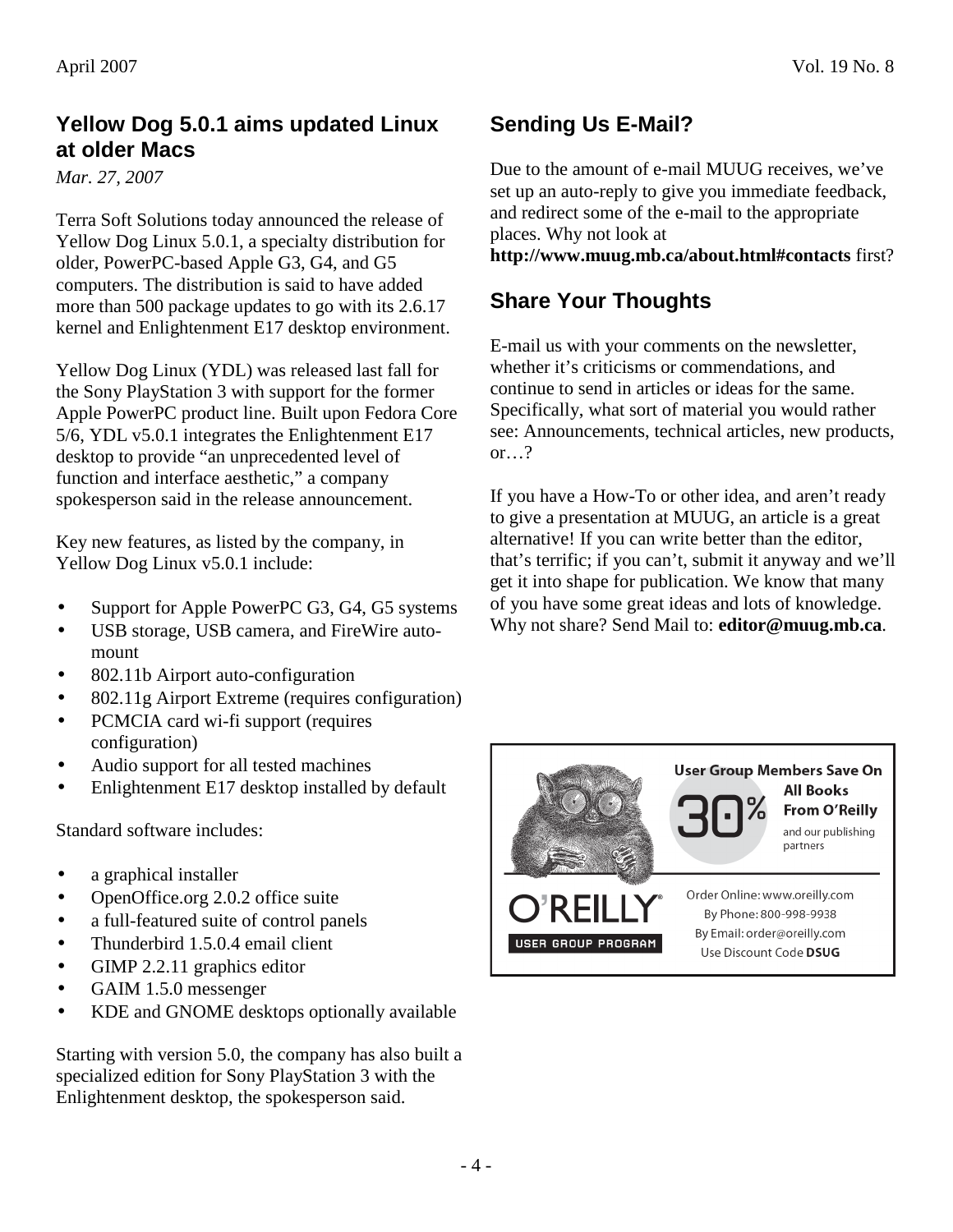## Yellow Dog 5.0.1 aims updated Linux at older Macs

*Mar. 27, 2007*

Terra Soft Solutions today announced the release of Yellow Dog Linux 5.0.1, a specialty distribution for older, PowerPC-based Apple G3, G4, and G5 computers. The distribution is said to have added more than 500 package updates to go with its 2.6.17 kernel and Enlightenment E17 desktop environment.

Yellow Dog Linux (YDL) was released last fall for the Sony PlayStation 3 with support for the former Apple PowerPC product line. Built upon Fedora Core 5/6, YDL v5.0.1 integrates the Enlightenment E17 desktop to provide "an unprecedented level of function and interface aesthetic," a company spokesperson said in the release announcement.

Key new features, as listed by the company, in Yellow Dog Linux v5.0.1 include:

- Support for Apple PowerPC G3, G4, G5 systems
- USB storage, USB camera, and FireWire auto-mount
- 802.11b Airport auto-configuration
- 802.11g Airport Extreme (requires configuration)
- PCMCIA card wi-fi support (requires configuration)
- Audio support for all tested machines
- Enlightenment E17 desktop installed by default

Standard software includes:

- a graphical installer
- OpenOffice.org 2.0.2 office suite
- a full-featured suite of control panels
- Thunderbird 1.5.0.4 email client
- GIMP 2.2.11 graphics editor
- GAIM 1.5.0 messenger
- KDE and GNOME desktops optionally available

Starting with version 5.0, the company has also built a specialized edition for Sony PlayStation 3 with the Enlightenment desktop, the spokesperson said.

## Sending Us E-Mail?

Due to the amount of e-mail MUUG receives, we've set up an auto-reply to give you immediate feedback, and redirect some of the e-mail to the appropriate places. Why not look at **http://www.muug.mb.ca/about.html#contacts** first?

## Share Your Thoughts

E-mail us with your comments on the newsletter, whether it's criticisms or commendations, and continue to send in articles or ideas for the same. Specifically, what sort of material you would rather see: Announcements, technical articles, new products, or…?

If you have a How-To or other idea, and aren't ready to give a presentation at MUUG, an article is a great alternative! If you can write better than the editor, that's terrific; if you can't, submit it anyway and we'll get it into shape for publication. We know that many of you have some great ideas and lots of knowledge. Why not share? Send Mail to: **editor@muug.mb.ca**.

User Group Members Save On 30% All Books From O'Reilly and our publishing partners

O'REILLY® USER GROUP PROGRAM

Order Online: www.oreilly.com
By Phone: 800-998-9938
By Email: order@oreilly.com
Use Discount Code **DSUG**